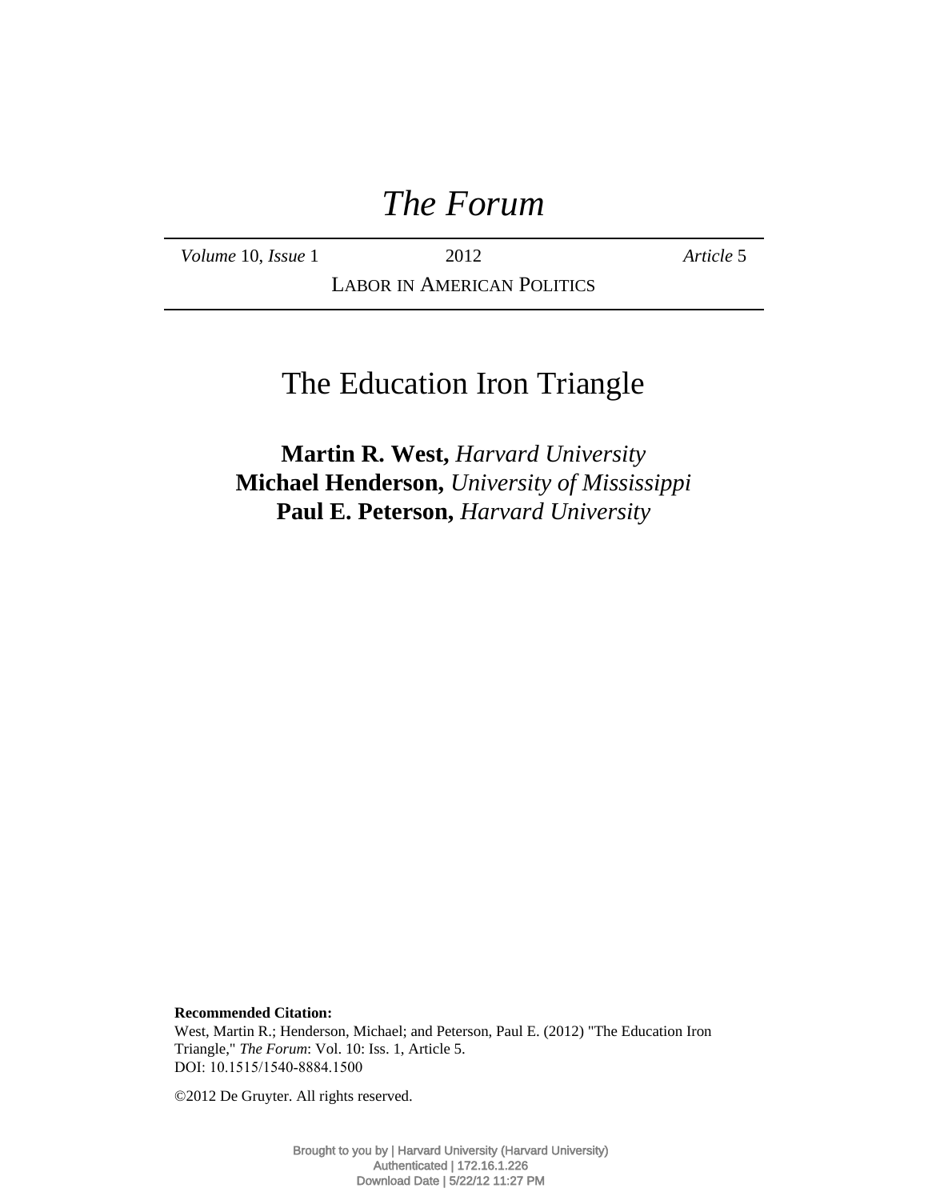# *The Forum*

*Volume* 10, *Issue* 1 &nbsp;&nbsp;&nbsp;&nbsp; 2012 &nbsp;&nbsp;&nbsp;&nbsp; *Article* 5

LABOR IN AMERICAN POLITICS

## The Education Iron Triangle

**Martin R. West,** *Harvard University*
**Michael Henderson,** *University of Mississippi*
**Paul E. Peterson,** *Harvard University*

**Recommended Citation:**
West, Martin R.; Henderson, Michael; and Peterson, Paul E. (2012) "The Education Iron Triangle," *The Forum*: Vol. 10: Iss. 1, Article 5.
DOI: 10.1515/1540-8884.1500

©2012 De Gruyter. All rights reserved.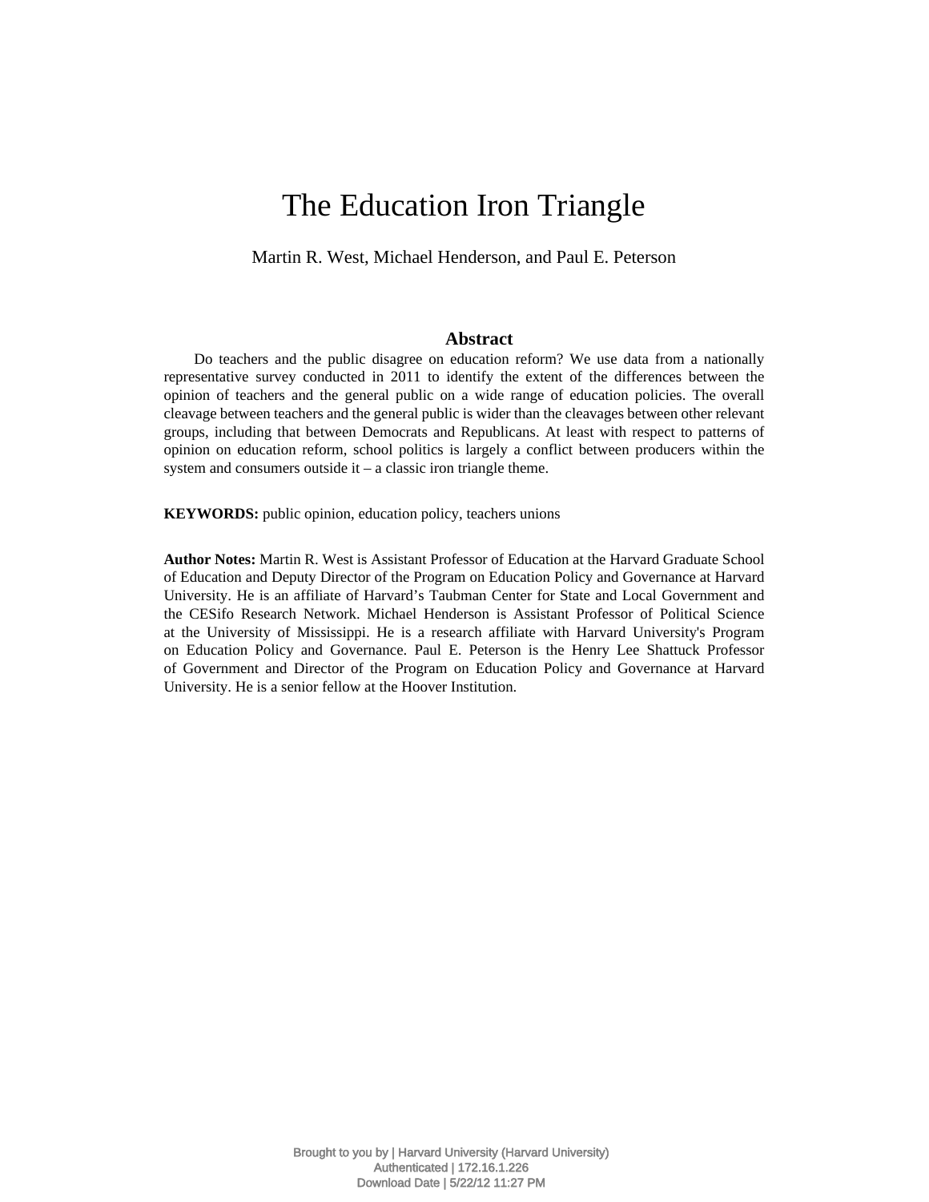# The Education Iron Triangle

Martin R. West, Michael Henderson, and Paul E. Peterson

## Abstract

Do teachers and the public disagree on education reform? We use data from a nationally representative survey conducted in 2011 to identify the extent of the differences between the opinion of teachers and the general public on a wide range of education policies. The overall cleavage between teachers and the general public is wider than the cleavages between other relevant groups, including that between Democrats and Republicans. At least with respect to patterns of opinion on education reform, school politics is largely a conflict between producers within the system and consumers outside it – a classic iron triangle theme.

**KEYWORDS:** public opinion, education policy, teachers unions

**Author Notes:** Martin R. West is Assistant Professor of Education at the Harvard Graduate School of Education and Deputy Director of the Program on Education Policy and Governance at Harvard University. He is an affiliate of Harvard's Taubman Center for State and Local Government and the CESifo Research Network. Michael Henderson is Assistant Professor of Political Science at the University of Mississippi. He is a research affiliate with Harvard University's Program on Education Policy and Governance. Paul E. Peterson is the Henry Lee Shattuck Professor of Government and Director of the Program on Education Policy and Governance at Harvard University. He is a senior fellow at the Hoover Institution.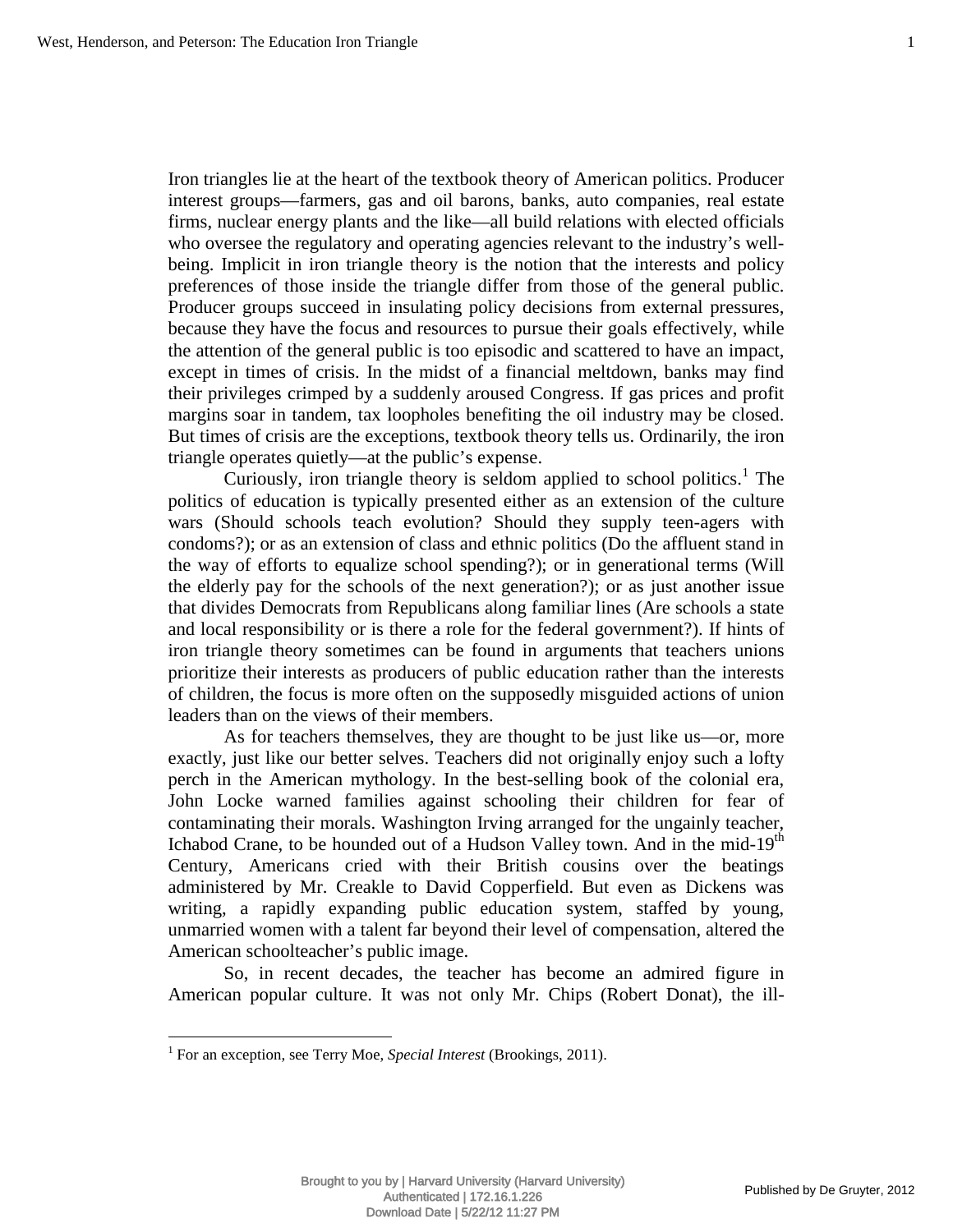Iron triangles lie at the heart of the textbook theory of American politics. Producer interest groups—farmers, gas and oil barons, banks, auto companies, real estate firms, nuclear energy plants and the like—all build relations with elected officials who oversee the regulatory and operating agencies relevant to the industry's well-being. Implicit in iron triangle theory is the notion that the interests and policy preferences of those inside the triangle differ from those of the general public. Producer groups succeed in insulating policy decisions from external pressures, because they have the focus and resources to pursue their goals effectively, while the attention of the general public is too episodic and scattered to have an impact, except in times of crisis. In the midst of a financial meltdown, banks may find their privileges crimped by a suddenly aroused Congress. If gas prices and profit margins soar in tandem, tax loopholes benefiting the oil industry may be closed. But times of crisis are the exceptions, textbook theory tells us. Ordinarily, the iron triangle operates quietly—at the public's expense.

Curiously, iron triangle theory is seldom applied to school politics.[1] The politics of education is typically presented either as an extension of the culture wars (Should schools teach evolution? Should they supply teen-agers with condoms?); or as an extension of class and ethnic politics (Do the affluent stand in the way of efforts to equalize school spending?); or in generational terms (Will the elderly pay for the schools of the next generation?); or as just another issue that divides Democrats from Republicans along familiar lines (Are schools a state and local responsibility or is there a role for the federal government?). If hints of iron triangle theory sometimes can be found in arguments that teachers unions prioritize their interests as producers of public education rather than the interests of children, the focus is more often on the supposedly misguided actions of union leaders than on the views of their members.

As for teachers themselves, they are thought to be just like us—or, more exactly, just like our better selves. Teachers did not originally enjoy such a lofty perch in the American mythology. In the best-selling book of the colonial era, John Locke warned families against schooling their children for fear of contaminating their morals. Washington Irving arranged for the ungainly teacher, Ichabod Crane, to be hounded out of a Hudson Valley town. And in the mid-19th Century, Americans cried with their British cousins over the beatings administered by Mr. Creakle to David Copperfield. But even as Dickens was writing, a rapidly expanding public education system, staffed by young, unmarried women with a talent far beyond their level of compensation, altered the American schoolteacher's public image.

So, in recent decades, the teacher has become an admired figure in American popular culture. It was not only Mr. Chips (Robert Donat), the ill-

[1] For an exception, see Terry Moe, *Special Interest* (Brookings, 2011).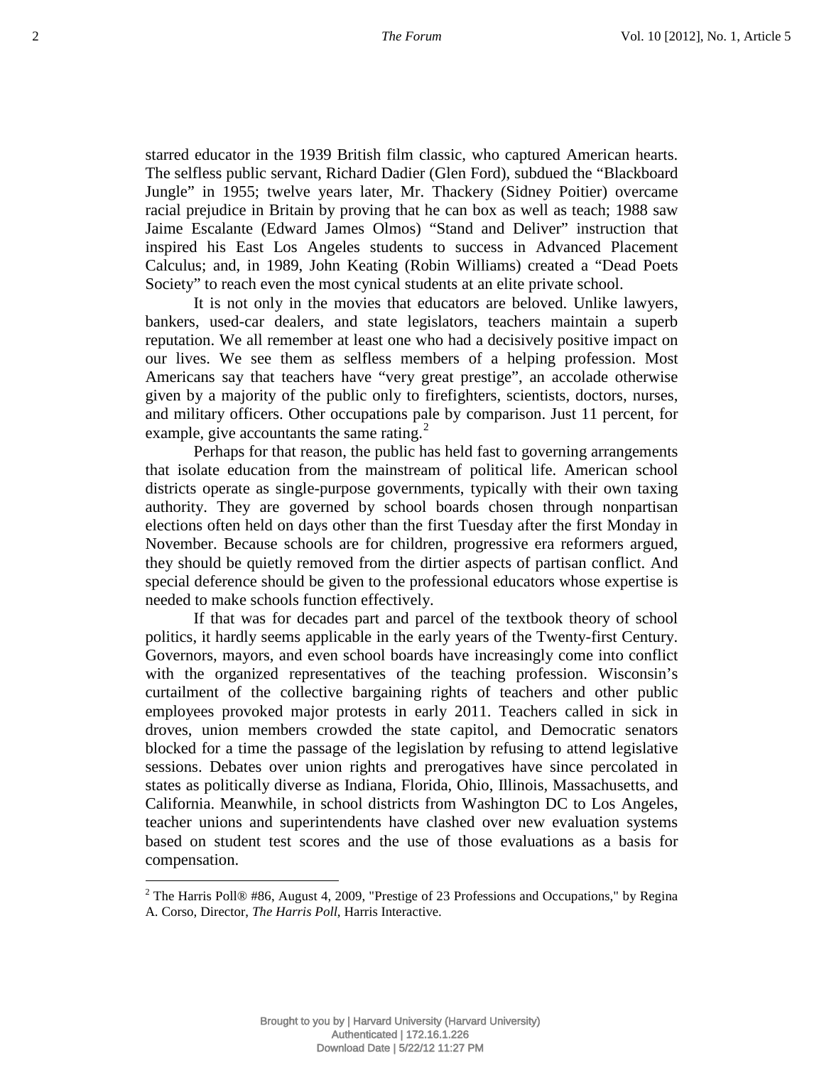starred educator in the 1939 British film classic, who captured American hearts. The selfless public servant, Richard Dadier (Glen Ford), subdued the "Blackboard Jungle" in 1955; twelve years later, Mr. Thackery (Sidney Poitier) overcame racial prejudice in Britain by proving that he can box as well as teach; 1988 saw Jaime Escalante (Edward James Olmos) "Stand and Deliver" instruction that inspired his East Los Angeles students to success in Advanced Placement Calculus; and, in 1989, John Keating (Robin Williams) created a "Dead Poets Society" to reach even the most cynical students at an elite private school.

It is not only in the movies that educators are beloved. Unlike lawyers, bankers, used-car dealers, and state legislators, teachers maintain a superb reputation. We all remember at least one who had a decisively positive impact on our lives. We see them as selfless members of a helping profession. Most Americans say that teachers have "very great prestige", an accolade otherwise given by a majority of the public only to firefighters, scientists, doctors, nurses, and military officers. Other occupations pale by comparison. Just 11 percent, for example, give accountants the same rating.[2]

Perhaps for that reason, the public has held fast to governing arrangements that isolate education from the mainstream of political life. American school districts operate as single-purpose governments, typically with their own taxing authority. They are governed by school boards chosen through nonpartisan elections often held on days other than the first Tuesday after the first Monday in November. Because schools are for children, progressive era reformers argued, they should be quietly removed from the dirtier aspects of partisan conflict. And special deference should be given to the professional educators whose expertise is needed to make schools function effectively.

If that was for decades part and parcel of the textbook theory of school politics, it hardly seems applicable in the early years of the Twenty-first Century. Governors, mayors, and even school boards have increasingly come into conflict with the organized representatives of the teaching profession. Wisconsin's curtailment of the collective bargaining rights of teachers and other public employees provoked major protests in early 2011. Teachers called in sick in droves, union members crowded the state capitol, and Democratic senators blocked for a time the passage of the legislation by refusing to attend legislative sessions. Debates over union rights and prerogatives have since percolated in states as politically diverse as Indiana, Florida, Ohio, Illinois, Massachusetts, and California. Meanwhile, in school districts from Washington DC to Los Angeles, teacher unions and superintendents have clashed over new evaluation systems based on student test scores and the use of those evaluations as a basis for compensation.

---

[2] The Harris Poll® #86, August 4, 2009, "Prestige of 23 Professions and Occupations," by Regina A. Corso, Director, *The Harris Poll*, Harris Interactive.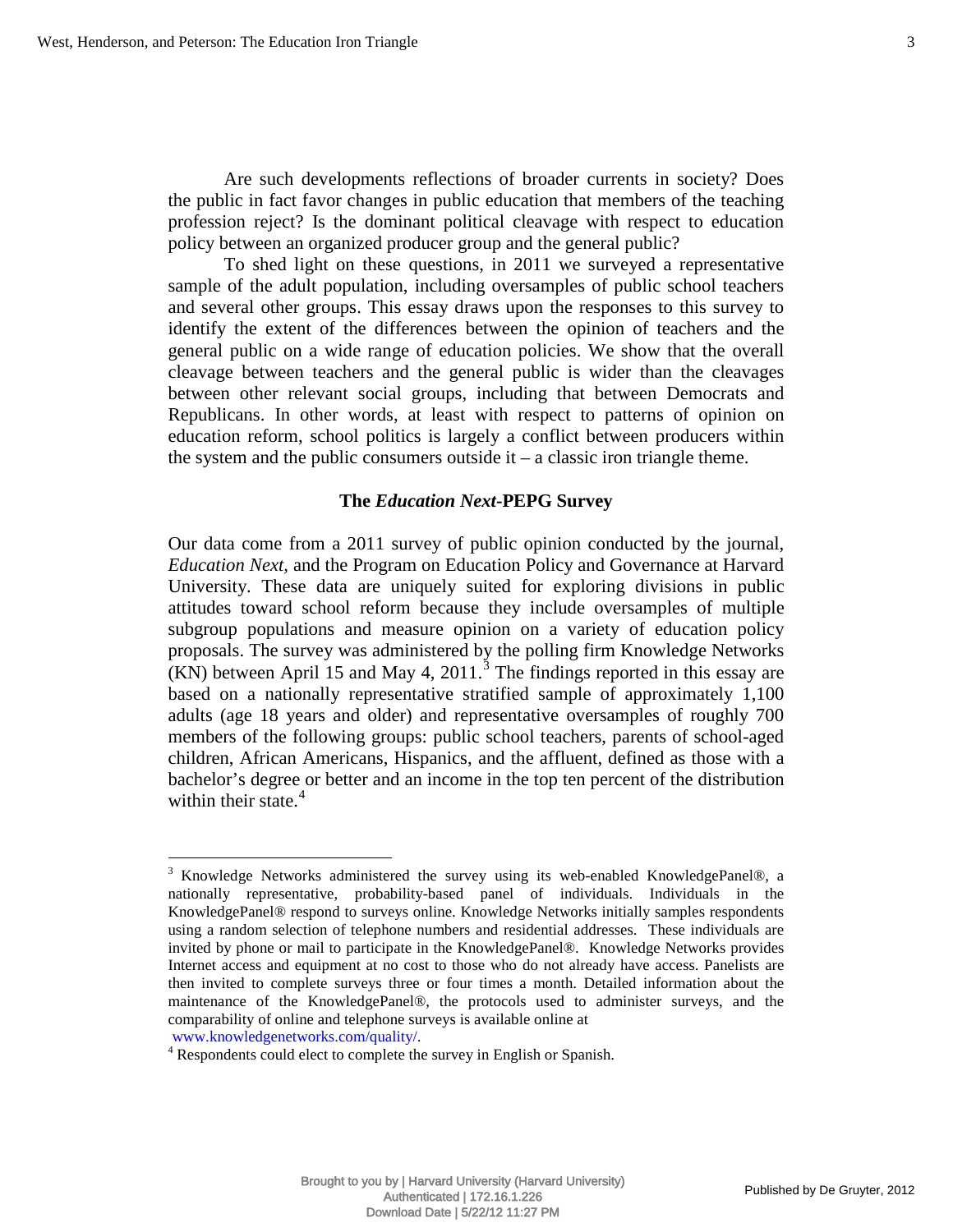Are such developments reflections of broader currents in society? Does the public in fact favor changes in public education that members of the teaching profession reject? Is the dominant political cleavage with respect to education policy between an organized producer group and the general public?

To shed light on these questions, in 2011 we surveyed a representative sample of the adult population, including oversamples of public school teachers and several other groups. This essay draws upon the responses to this survey to identify the extent of the differences between the opinion of teachers and the general public on a wide range of education policies. We show that the overall cleavage between teachers and the general public is wider than the cleavages between other relevant social groups, including that between Democrats and Republicans. In other words, at least with respect to patterns of opinion on education reform, school politics is largely a conflict between producers within the system and the public consumers outside it – a classic iron triangle theme.

## The *Education Next*-PEPG Survey

Our data come from a 2011 survey of public opinion conducted by the journal, *Education Next*, and the Program on Education Policy and Governance at Harvard University. These data are uniquely suited for exploring divisions in public attitudes toward school reform because they include oversamples of multiple subgroup populations and measure opinion on a variety of education policy proposals. The survey was administered by the polling firm Knowledge Networks (KN) between April 15 and May 4, 2011.[3] The findings reported in this essay are based on a nationally representative stratified sample of approximately 1,100 adults (age 18 years and older) and representative oversamples of roughly 700 members of the following groups: public school teachers, parents of school-aged children, African Americans, Hispanics, and the affluent, defined as those with a bachelor's degree or better and an income in the top ten percent of the distribution within their state.[4]

---

[3] Knowledge Networks administered the survey using its web-enabled KnowledgePanel®, a nationally representative, probability-based panel of individuals. Individuals in the KnowledgePanel® respond to surveys online. Knowledge Networks initially samples respondents using a random selection of telephone numbers and residential addresses. These individuals are invited by phone or mail to participate in the KnowledgePanel®. Knowledge Networks provides Internet access and equipment at no cost to those who do not already have access. Panelists are then invited to complete surveys three or four times a month. Detailed information about the maintenance of the KnowledgePanel®, the protocols used to administer surveys, and the comparability of online and telephone surveys is available online at www.knowledgenetworks.com/quality/.

[4] Respondents could elect to complete the survey in English or Spanish.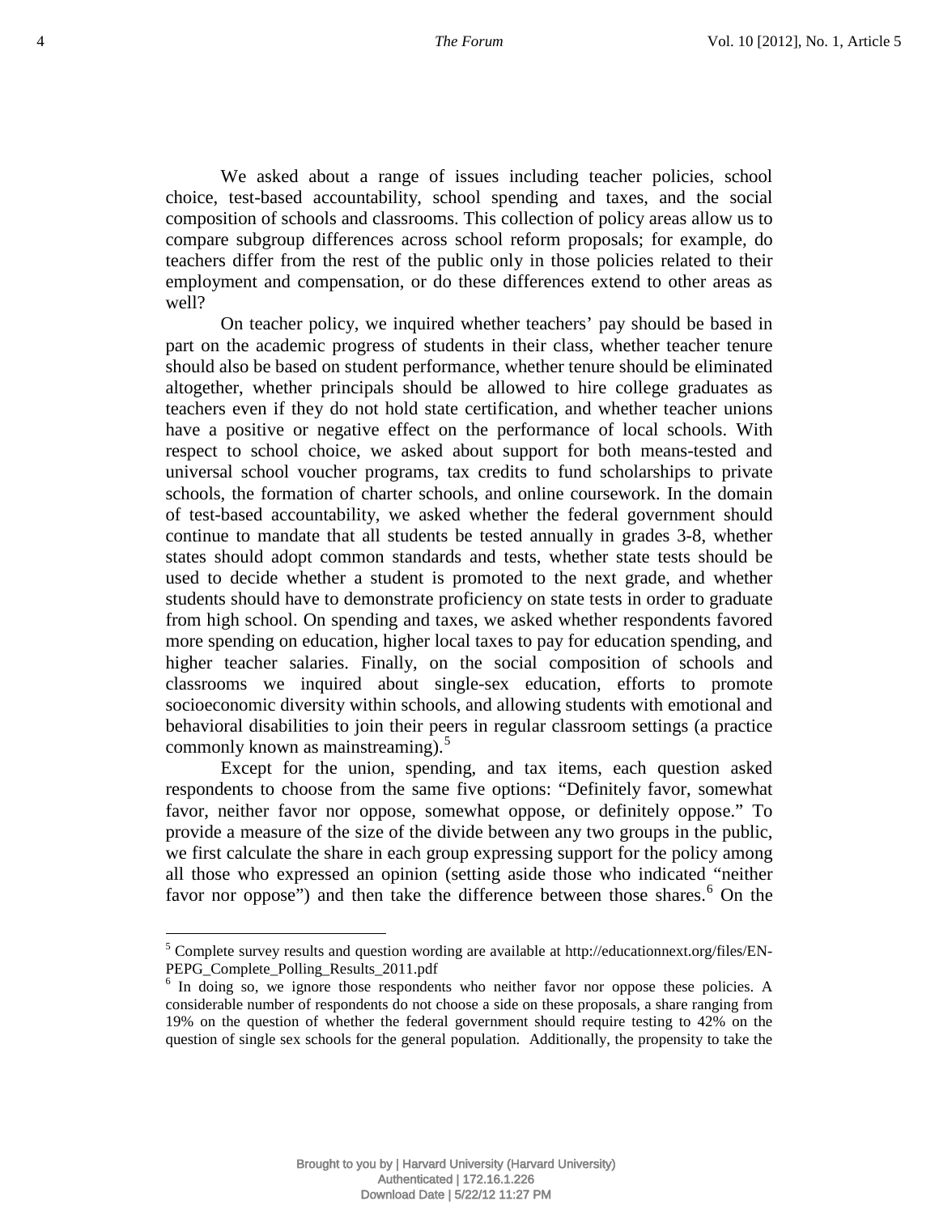We asked about a range of issues including teacher policies, school choice, test-based accountability, school spending and taxes, and the social composition of schools and classrooms. This collection of policy areas allow us to compare subgroup differences across school reform proposals; for example, do teachers differ from the rest of the public only in those policies related to their employment and compensation, or do these differences extend to other areas as well?

On teacher policy, we inquired whether teachers' pay should be based in part on the academic progress of students in their class, whether teacher tenure should also be based on student performance, whether tenure should be eliminated altogether, whether principals should be allowed to hire college graduates as teachers even if they do not hold state certification, and whether teacher unions have a positive or negative effect on the performance of local schools. With respect to school choice, we asked about support for both means-tested and universal school voucher programs, tax credits to fund scholarships to private schools, the formation of charter schools, and online coursework. In the domain of test-based accountability, we asked whether the federal government should continue to mandate that all students be tested annually in grades 3-8, whether states should adopt common standards and tests, whether state tests should be used to decide whether a student is promoted to the next grade, and whether students should have to demonstrate proficiency on state tests in order to graduate from high school. On spending and taxes, we asked whether respondents favored more spending on education, higher local taxes to pay for education spending, and higher teacher salaries. Finally, on the social composition of schools and classrooms we inquired about single-sex education, efforts to promote socioeconomic diversity within schools, and allowing students with emotional and behavioral disabilities to join their peers in regular classroom settings (a practice commonly known as mainstreaming).[5]

Except for the union, spending, and tax items, each question asked respondents to choose from the same five options: "Definitely favor, somewhat favor, neither favor nor oppose, somewhat oppose, or definitely oppose." To provide a measure of the size of the divide between any two groups in the public, we first calculate the share in each group expressing support for the policy among all those who expressed an opinion (setting aside those who indicated "neither favor nor oppose") and then take the difference between those shares.[6] On the

---

[5] Complete survey results and question wording are available at http://educationnext.org/files/EN-PEPG_Complete_Polling_Results_2011.pdf

[6] In doing so, we ignore those respondents who neither favor nor oppose these policies. A considerable number of respondents do not choose a side on these proposals, a share ranging from 19% on the question of whether the federal government should require testing to 42% on the question of single sex schools for the general population. Additionally, the propensity to take the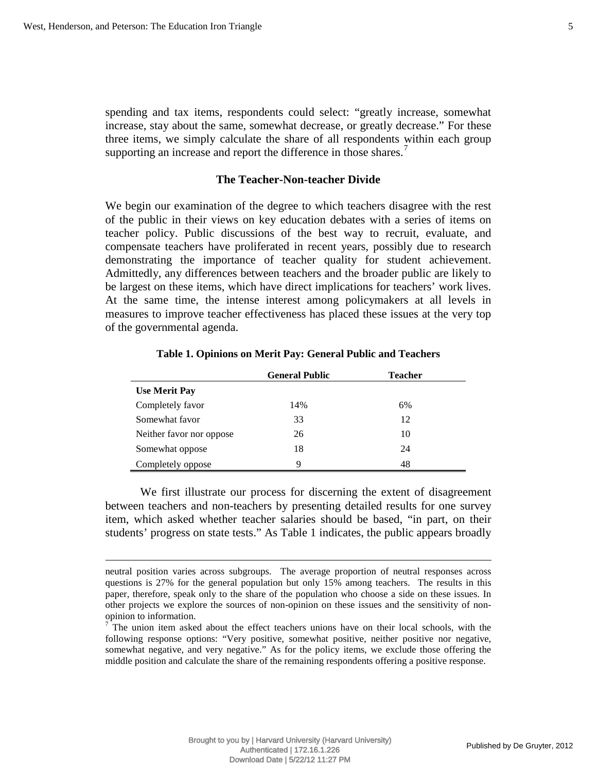spending and tax items, respondents could select: "greatly increase, somewhat increase, stay about the same, somewhat decrease, or greatly decrease." For these three items, we simply calculate the share of all respondents within each group supporting an increase and report the difference in those shares.[7]

## The Teacher-Non-teacher Divide

We begin our examination of the degree to which teachers disagree with the rest of the public in their views on key education debates with a series of items on teacher policy. Public discussions of the best way to recruit, evaluate, and compensate teachers have proliferated in recent years, possibly due to research demonstrating the importance of teacher quality for student achievement. Admittedly, any differences between teachers and the broader public are likely to be largest on these items, which have direct implications for teachers' work lives. At the same time, the intense interest among policymakers at all levels in measures to improve teacher effectiveness has placed these issues at the very top of the governmental agenda.

**Table 1. Opinions on Merit Pay: General Public and Teachers**

| | General Public | Teacher |
|---|---|---|
| **Use Merit Pay** | | |
| Completely favor | 14% | 6% |
| Somewhat favor | 33 | 12 |
| Neither favor nor oppose | 26 | 10 |
| Somewhat oppose | 18 | 24 |
| Completely oppose | 9 | 48 |

We first illustrate our process for discerning the extent of disagreement between teachers and non-teachers by presenting detailed results for one survey item, which asked whether teacher salaries should be based, "in part, on their students' progress on state tests." As Table 1 indicates, the public appears broadly

---

neutral position varies across subgroups. The average proportion of neutral responses across questions is 27% for the general population but only 15% among teachers. The results in this paper, therefore, speak only to the share of the population who choose a side on these issues. In other projects we explore the sources of non-opinion on these issues and the sensitivity of non-opinion to information.

[7] The union item asked about the effect teachers unions have on their local schools, with the following response options: "Very positive, somewhat positive, neither positive nor negative, somewhat negative, and very negative." As for the policy items, we exclude those offering the middle position and calculate the share of the remaining respondents offering a positive response.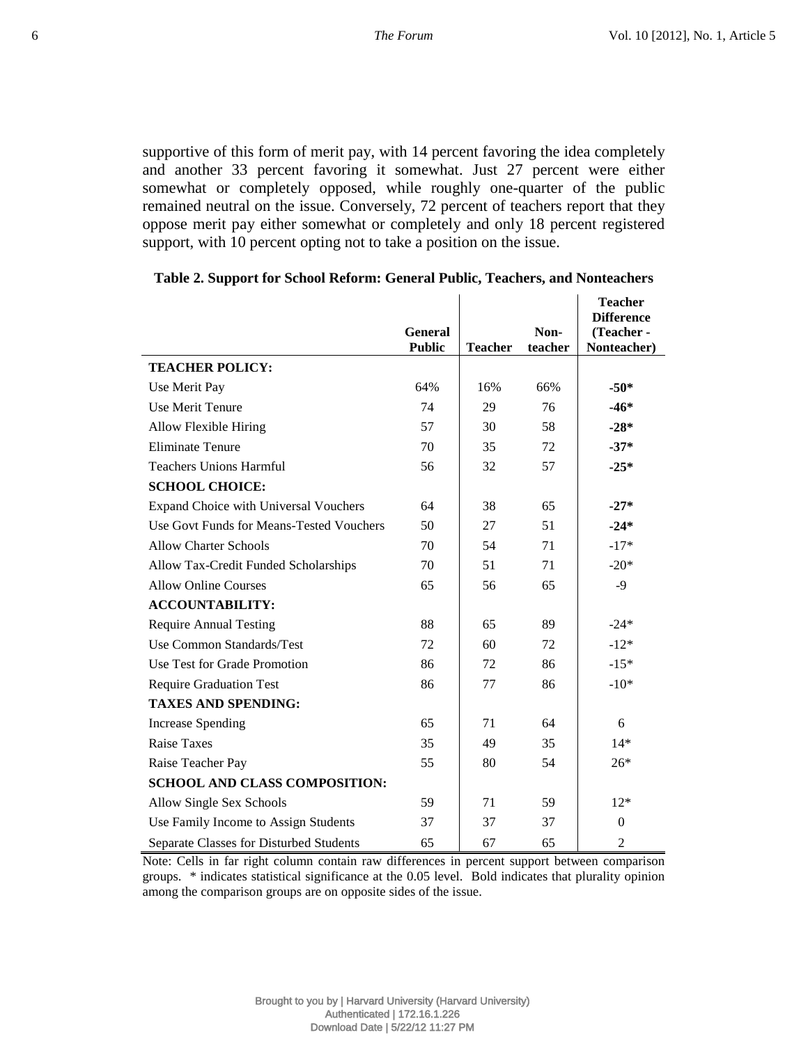supportive of this form of merit pay, with 14 percent favoring the idea completely and another 33 percent favoring it somewhat. Just 27 percent were either somewhat or completely opposed, while roughly one-quarter of the public remained neutral on the issue. Conversely, 72 percent of teachers report that they oppose merit pay either somewhat or completely and only 18 percent registered support, with 10 percent opting not to take a position on the issue.

**Table 2. Support for School Reform: General Public, Teachers, and Nonteachers**

| | General Public | Teacher | Non-teacher | Teacher Difference (Teacher - Nonteacher) |
|---|---|---|---|---|
| **TEACHER POLICY:** | | | | |
| Use Merit Pay | 64% | 16% | 66% | **-50*** |
| Use Merit Tenure | 74 | 29 | 76 | **-46*** |
| Allow Flexible Hiring | 57 | 30 | 58 | **-28*** |
| Eliminate Tenure | 70 | 35 | 72 | **-37*** |
| Teachers Unions Harmful | 56 | 32 | 57 | **-25*** |
| **SCHOOL CHOICE:** | | | | |
| Expand Choice with Universal Vouchers | 64 | 38 | 65 | **-27*** |
| Use Govt Funds for Means-Tested Vouchers | 50 | 27 | 51 | **-24*** |
| Allow Charter Schools | 70 | 54 | 71 | -17* |
| Allow Tax-Credit Funded Scholarships | 70 | 51 | 71 | -20* |
| Allow Online Courses | 65 | 56 | 65 | -9 |
| **ACCOUNTABILITY:** | | | | |
| Require Annual Testing | 88 | 65 | 89 | -24* |
| Use Common Standards/Test | 72 | 60 | 72 | -12* |
| Use Test for Grade Promotion | 86 | 72 | 86 | -15* |
| Require Graduation Test | 86 | 77 | 86 | -10* |
| **TAXES AND SPENDING:** | | | | |
| Increase Spending | 65 | 71 | 64 | 6 |
| Raise Taxes | 35 | 49 | 35 | 14* |
| Raise Teacher Pay | 55 | 80 | 54 | 26* |
| **SCHOOL AND CLASS COMPOSITION:** | | | | |
| Allow Single Sex Schools | 59 | 71 | 59 | 12* |
| Use Family Income to Assign Students | 37 | 37 | 37 | 0 |
| Separate Classes for Disturbed Students | 65 | 67 | 65 | 2 |

Note: Cells in far right column contain raw differences in percent support between comparison groups. * indicates statistical significance at the 0.05 level. Bold indicates that plurality opinion among the comparison groups are on opposite sides of the issue.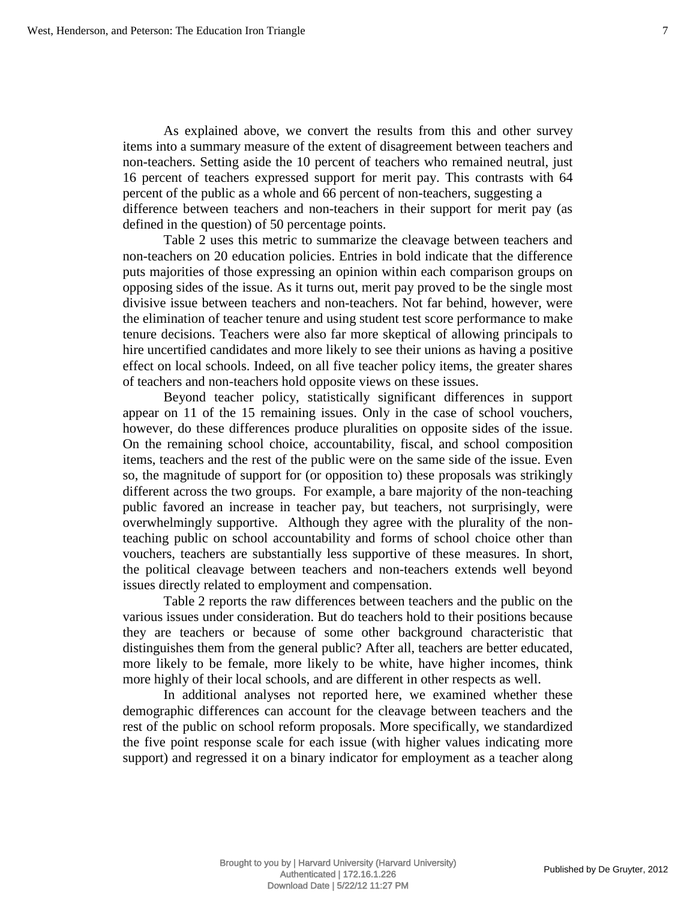As explained above, we convert the results from this and other survey items into a summary measure of the extent of disagreement between teachers and non-teachers. Setting aside the 10 percent of teachers who remained neutral, just 16 percent of teachers expressed support for merit pay. This contrasts with 64 percent of the public as a whole and 66 percent of non-teachers, suggesting a difference between teachers and non-teachers in their support for merit pay (as defined in the question) of 50 percentage points.

Table 2 uses this metric to summarize the cleavage between teachers and non-teachers on 20 education policies. Entries in bold indicate that the difference puts majorities of those expressing an opinion within each comparison groups on opposing sides of the issue. As it turns out, merit pay proved to be the single most divisive issue between teachers and non-teachers. Not far behind, however, were the elimination of teacher tenure and using student test score performance to make tenure decisions. Teachers were also far more skeptical of allowing principals to hire uncertified candidates and more likely to see their unions as having a positive effect on local schools. Indeed, on all five teacher policy items, the greater shares of teachers and non-teachers hold opposite views on these issues.

Beyond teacher policy, statistically significant differences in support appear on 11 of the 15 remaining issues. Only in the case of school vouchers, however, do these differences produce pluralities on opposite sides of the issue. On the remaining school choice, accountability, fiscal, and school composition items, teachers and the rest of the public were on the same side of the issue. Even so, the magnitude of support for (or opposition to) these proposals was strikingly different across the two groups. For example, a bare majority of the non-teaching public favored an increase in teacher pay, but teachers, not surprisingly, were overwhelmingly supportive. Although they agree with the plurality of the non-teaching public on school accountability and forms of school choice other than vouchers, teachers are substantially less supportive of these measures. In short, the political cleavage between teachers and non-teachers extends well beyond issues directly related to employment and compensation.

Table 2 reports the raw differences between teachers and the public on the various issues under consideration. But do teachers hold to their positions because they are teachers or because of some other background characteristic that distinguishes them from the general public? After all, teachers are better educated, more likely to be female, more likely to be white, have higher incomes, think more highly of their local schools, and are different in other respects as well.

In additional analyses not reported here, we examined whether these demographic differences can account for the cleavage between teachers and the rest of the public on school reform proposals. More specifically, we standardized the five point response scale for each issue (with higher values indicating more support) and regressed it on a binary indicator for employment as a teacher along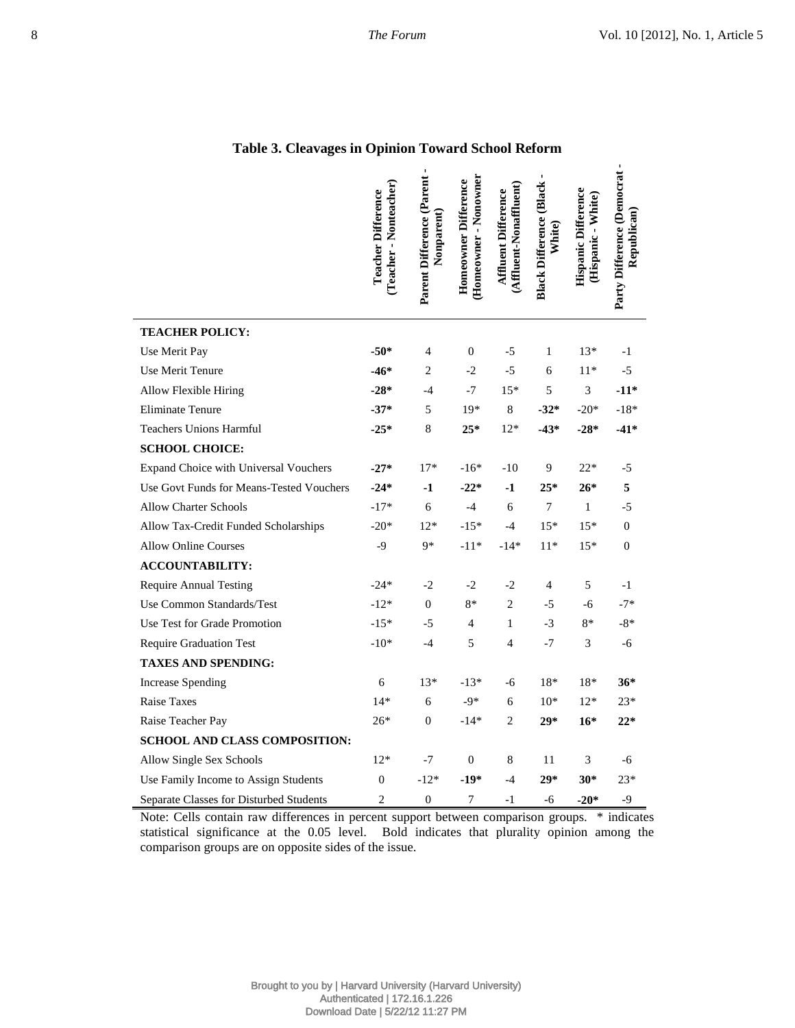**Table 3. Cleavages in Opinion Toward School Reform**

| | Teacher Difference (Teacher - Nonteacher) | Parent Difference (Parent - Nonparent) | Homeowner Difference (Homeowner - Nonowner | Affluent Difference (Affluent-Nonaffluent) | Black Difference (Black - White) | Hispanic Difference (Hispanic - White) | Party Difference (Democrat - Republican) |
|---|---|---|---|---|---|---|---|
| **TEACHER POLICY:** | | | | | | | |
| Use Merit Pay | **-50*** | 4 | 0 | -5 | 1 | 13* | -1 |
| Use Merit Tenure | **-46*** | 2 | -2 | -5 | 6 | 11* | -5 |
| Allow Flexible Hiring | **-28*** | -4 | -7 | 15* | 5 | 3 | **-11*** |
| Eliminate Tenure | **-37*** | 5 | 19* | 8 | **-32*** | -20* | -18* |
| Teachers Unions Harmful | **-25*** | 8 | **25*** | 12* | **-43*** | **-28*** | **-41*** |
| **SCHOOL CHOICE:** | | | | | | | |
| Expand Choice with Universal Vouchers | **-27*** | 17* | -16* | -10 | 9 | 22* | -5 |
| Use Govt Funds for Means-Tested Vouchers | **-24*** | **-1** | **-22*** | **-1** | **25*** | **26*** | **5** |
| Allow Charter Schools | -17* | 6 | -4 | 6 | 7 | 1 | -5 |
| Allow Tax-Credit Funded Scholarships | -20* | 12* | -15* | -4 | 15* | 15* | 0 |
| Allow Online Courses | -9 | 9* | -11* | -14* | 11* | 15* | 0 |
| **ACCOUNTABILITY:** | | | | | | | |
| Require Annual Testing | -24* | -2 | -2 | -2 | 4 | 5 | -1 |
| Use Common Standards/Test | -12* | 0 | 8* | 2 | -5 | -6 | -7* |
| Use Test for Grade Promotion | -15* | -5 | 4 | 1 | -3 | 8* | -8* |
| Require Graduation Test | -10* | -4 | 5 | 4 | -7 | 3 | -6 |
| **TAXES AND SPENDING:** | | | | | | | |
| Increase Spending | 6 | 13* | -13* | -6 | 18* | 18* | **36*** |
| Raise Taxes | 14* | 6 | -9* | 6 | 10* | 12* | 23* |
| Raise Teacher Pay | 26* | 0 | -14* | 2 | **29*** | **16*** | **22*** |
| **SCHOOL AND CLASS COMPOSITION:** | | | | | | | |
| Allow Single Sex Schools | 12* | -7 | 0 | 8 | 11 | 3 | -6 |
| Use Family Income to Assign Students | 0 | -12* | **-19*** | -4 | **29*** | **30*** | 23* |
| Separate Classes for Disturbed Students | 2 | 0 | 7 | -1 | -6 | **-20*** | -9 |

Note: Cells contain raw differences in percent support between comparison groups. * indicates statistical significance at the 0.05 level. Bold indicates that plurality opinion among the comparison groups are on opposite sides of the issue.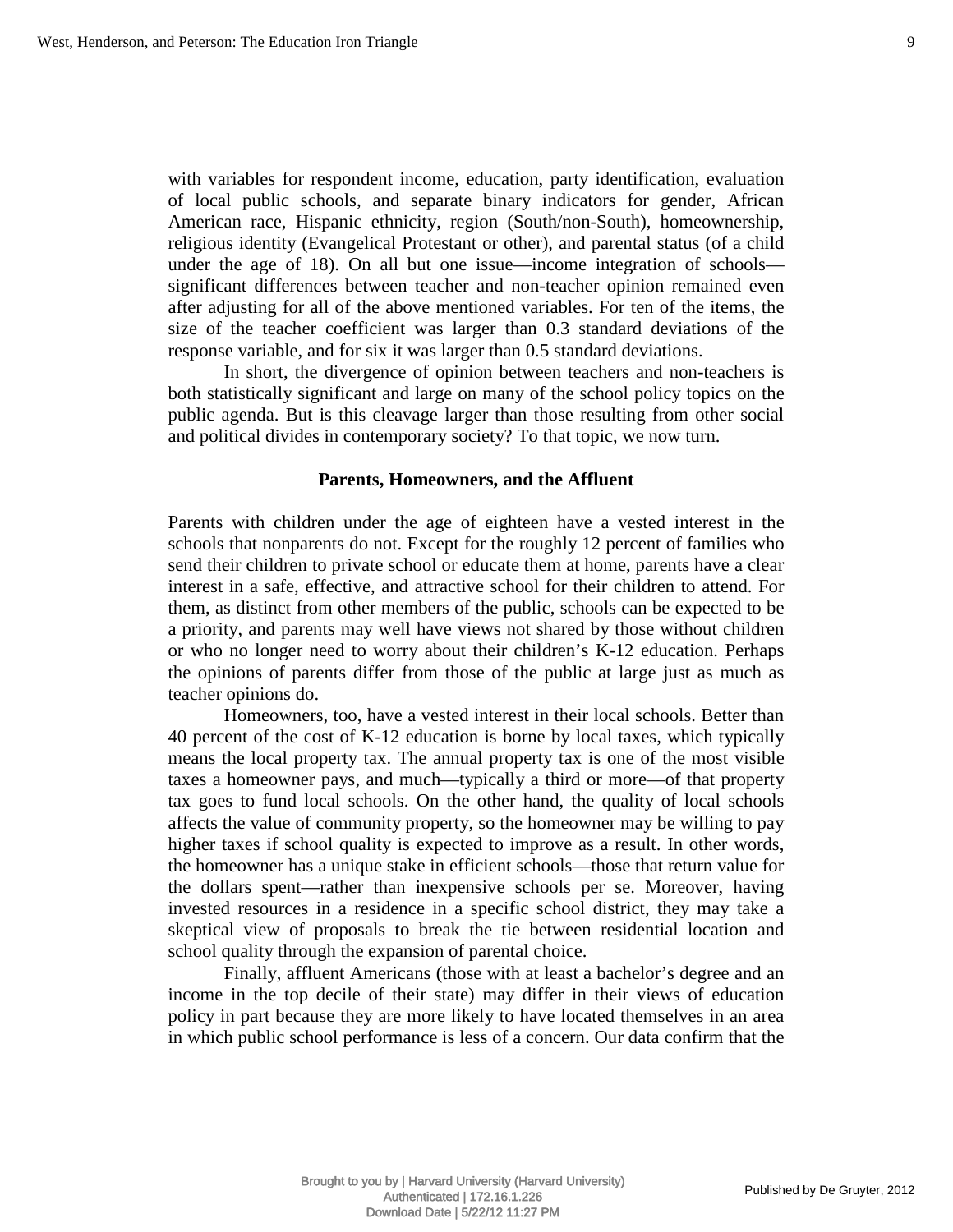with variables for respondent income, education, party identification, evaluation of local public schools, and separate binary indicators for gender, African American race, Hispanic ethnicity, region (South/non-South), homeownership, religious identity (Evangelical Protestant or other), and parental status (of a child under the age of 18). On all but one issue—income integration of schools—significant differences between teacher and non-teacher opinion remained even after adjusting for all of the above mentioned variables. For ten of the items, the size of the teacher coefficient was larger than 0.3 standard deviations of the response variable, and for six it was larger than 0.5 standard deviations.

In short, the divergence of opinion between teachers and non-teachers is both statistically significant and large on many of the school policy topics on the public agenda. But is this cleavage larger than those resulting from other social and political divides in contemporary society? To that topic, we now turn.

## Parents, Homeowners, and the Affluent

Parents with children under the age of eighteen have a vested interest in the schools that nonparents do not. Except for the roughly 12 percent of families who send their children to private school or educate them at home, parents have a clear interest in a safe, effective, and attractive school for their children to attend. For them, as distinct from other members of the public, schools can be expected to be a priority, and parents may well have views not shared by those without children or who no longer need to worry about their children's K-12 education. Perhaps the opinions of parents differ from those of the public at large just as much as teacher opinions do.

Homeowners, too, have a vested interest in their local schools. Better than 40 percent of the cost of K-12 education is borne by local taxes, which typically means the local property tax. The annual property tax is one of the most visible taxes a homeowner pays, and much—typically a third or more—of that property tax goes to fund local schools. On the other hand, the quality of local schools affects the value of community property, so the homeowner may be willing to pay higher taxes if school quality is expected to improve as a result. In other words, the homeowner has a unique stake in efficient schools—those that return value for the dollars spent—rather than inexpensive schools per se. Moreover, having invested resources in a residence in a specific school district, they may take a skeptical view of proposals to break the tie between residential location and school quality through the expansion of parental choice.

Finally, affluent Americans (those with at least a bachelor's degree and an income in the top decile of their state) may differ in their views of education policy in part because they are more likely to have located themselves in an area in which public school performance is less of a concern. Our data confirm that the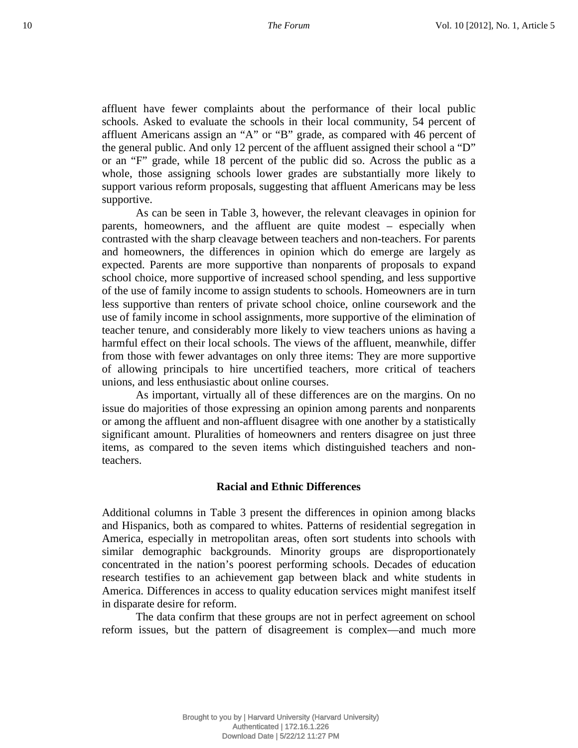affluent have fewer complaints about the performance of their local public schools. Asked to evaluate the schools in their local community, 54 percent of affluent Americans assign an "A" or "B" grade, as compared with 46 percent of the general public. And only 12 percent of the affluent assigned their school a "D" or an "F" grade, while 18 percent of the public did so. Across the public as a whole, those assigning schools lower grades are substantially more likely to support various reform proposals, suggesting that affluent Americans may be less supportive.

As can be seen in Table 3, however, the relevant cleavages in opinion for parents, homeowners, and the affluent are quite modest – especially when contrasted with the sharp cleavage between teachers and non-teachers. For parents and homeowners, the differences in opinion which do emerge are largely as expected. Parents are more supportive than nonparents of proposals to expand school choice, more supportive of increased school spending, and less supportive of the use of family income to assign students to schools. Homeowners are in turn less supportive than renters of private school choice, online coursework and the use of family income in school assignments, more supportive of the elimination of teacher tenure, and considerably more likely to view teachers unions as having a harmful effect on their local schools. The views of the affluent, meanwhile, differ from those with fewer advantages on only three items: They are more supportive of allowing principals to hire uncertified teachers, more critical of teachers unions, and less enthusiastic about online courses.

As important, virtually all of these differences are on the margins. On no issue do majorities of those expressing an opinion among parents and nonparents or among the affluent and non-affluent disagree with one another by a statistically significant amount. Pluralities of homeowners and renters disagree on just three items, as compared to the seven items which distinguished teachers and non-teachers.

### Racial and Ethnic Differences

Additional columns in Table 3 present the differences in opinion among blacks and Hispanics, both as compared to whites. Patterns of residential segregation in America, especially in metropolitan areas, often sort students into schools with similar demographic backgrounds. Minority groups are disproportionately concentrated in the nation's poorest performing schools. Decades of education research testifies to an achievement gap between black and white students in America. Differences in access to quality education services might manifest itself in disparate desire for reform.

The data confirm that these groups are not in perfect agreement on school reform issues, but the pattern of disagreement is complex—and much more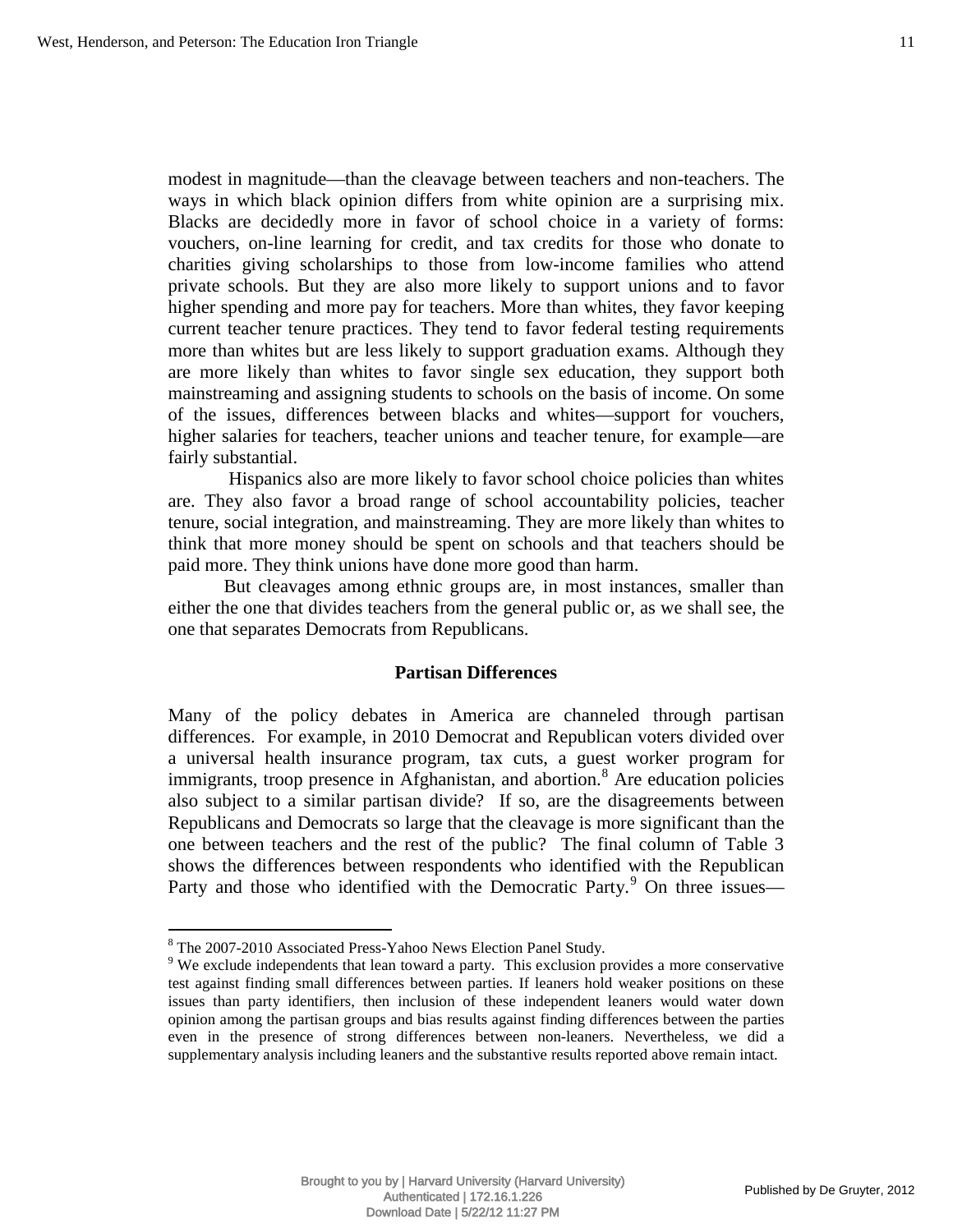modest in magnitude—than the cleavage between teachers and non-teachers. The ways in which black opinion differs from white opinion are a surprising mix. Blacks are decidedly more in favor of school choice in a variety of forms: vouchers, on-line learning for credit, and tax credits for those who donate to charities giving scholarships to those from low-income families who attend private schools. But they are also more likely to support unions and to favor higher spending and more pay for teachers. More than whites, they favor keeping current teacher tenure practices. They tend to favor federal testing requirements more than whites but are less likely to support graduation exams. Although they are more likely than whites to favor single sex education, they support both mainstreaming and assigning students to schools on the basis of income. On some of the issues, differences between blacks and whites—support for vouchers, higher salaries for teachers, teacher unions and teacher tenure, for example—are fairly substantial.

Hispanics also are more likely to favor school choice policies than whites are. They also favor a broad range of school accountability policies, teacher tenure, social integration, and mainstreaming. They are more likely than whites to think that more money should be spent on schools and that teachers should be paid more. They think unions have done more good than harm.

But cleavages among ethnic groups are, in most instances, smaller than either the one that divides teachers from the general public or, as we shall see, the one that separates Democrats from Republicans.

## Partisan Differences

Many of the policy debates in America are channeled through partisan differences. For example, in 2010 Democrat and Republican voters divided over a universal health insurance program, tax cuts, a guest worker program for immigrants, troop presence in Afghanistan, and abortion.[8] Are education policies also subject to a similar partisan divide? If so, are the disagreements between Republicans and Democrats so large that the cleavage is more significant than the one between teachers and the rest of the public? The final column of Table 3 shows the differences between respondents who identified with the Republican Party and those who identified with the Democratic Party.[9] On three issues—

---

[8] The 2007-2010 Associated Press-Yahoo News Election Panel Study.

[9] We exclude independents that lean toward a party. This exclusion provides a more conservative test against finding small differences between parties. If leaners hold weaker positions on these issues than party identifiers, then inclusion of these independent leaners would water down opinion among the partisan groups and bias results against finding differences between the parties even in the presence of strong differences between non-leaners. Nevertheless, we did a supplementary analysis including leaners and the substantive results reported above remain intact.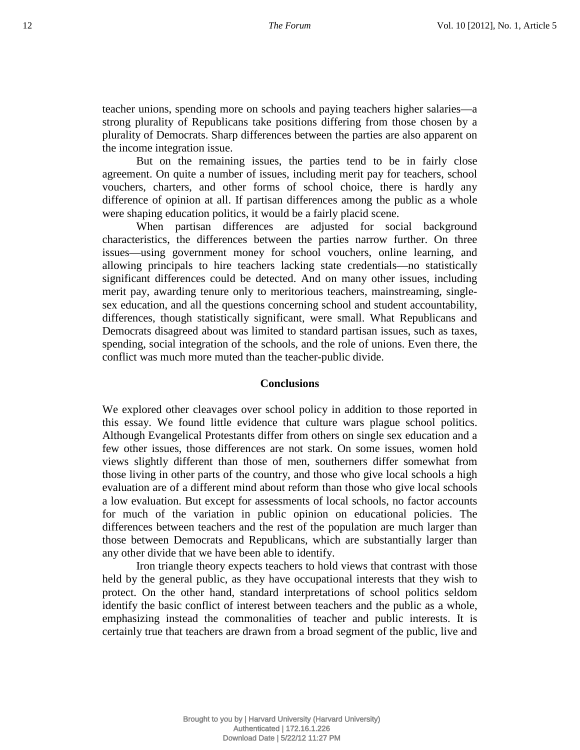teacher unions, spending more on schools and paying teachers higher salaries—a strong plurality of Republicans take positions differing from those chosen by a plurality of Democrats. Sharp differences between the parties are also apparent on the income integration issue.

But on the remaining issues, the parties tend to be in fairly close agreement. On quite a number of issues, including merit pay for teachers, school vouchers, charters, and other forms of school choice, there is hardly any difference of opinion at all. If partisan differences among the public as a whole were shaping education politics, it would be a fairly placid scene.

When partisan differences are adjusted for social background characteristics, the differences between the parties narrow further. On three issues—using government money for school vouchers, online learning, and allowing principals to hire teachers lacking state credentials—no statistically significant differences could be detected. And on many other issues, including merit pay, awarding tenure only to meritorious teachers, mainstreaming, single-sex education, and all the questions concerning school and student accountability, differences, though statistically significant, were small. What Republicans and Democrats disagreed about was limited to standard partisan issues, such as taxes, spending, social integration of the schools, and the role of unions. Even there, the conflict was much more muted than the teacher-public divide.

## Conclusions

We explored other cleavages over school policy in addition to those reported in this essay. We found little evidence that culture wars plague school politics. Although Evangelical Protestants differ from others on single sex education and a few other issues, those differences are not stark. On some issues, women hold views slightly different than those of men, southerners differ somewhat from those living in other parts of the country, and those who give local schools a high evaluation are of a different mind about reform than those who give local schools a low evaluation. But except for assessments of local schools, no factor accounts for much of the variation in public opinion on educational policies. The differences between teachers and the rest of the population are much larger than those between Democrats and Republicans, which are substantially larger than any other divide that we have been able to identify.

Iron triangle theory expects teachers to hold views that contrast with those held by the general public, as they have occupational interests that they wish to protect. On the other hand, standard interpretations of school politics seldom identify the basic conflict of interest between teachers and the public as a whole, emphasizing instead the commonalities of teacher and public interests. It is certainly true that teachers are drawn from a broad segment of the public, live and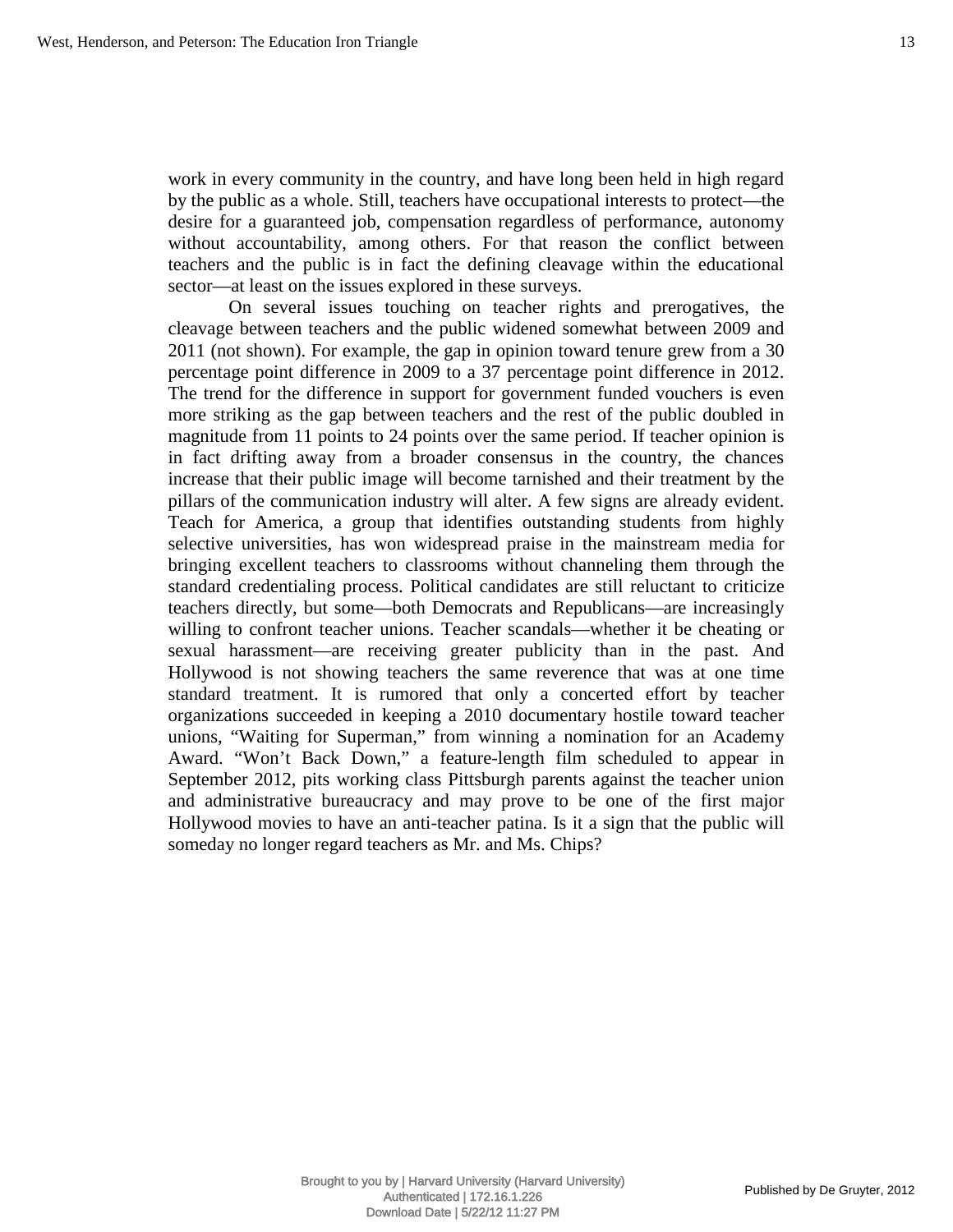work in every community in the country, and have long been held in high regard by the public as a whole. Still, teachers have occupational interests to protect—the desire for a guaranteed job, compensation regardless of performance, autonomy without accountability, among others. For that reason the conflict between teachers and the public is in fact the defining cleavage within the educational sector—at least on the issues explored in these surveys.

On several issues touching on teacher rights and prerogatives, the cleavage between teachers and the public widened somewhat between 2009 and 2011 (not shown). For example, the gap in opinion toward tenure grew from a 30 percentage point difference in 2009 to a 37 percentage point difference in 2012. The trend for the difference in support for government funded vouchers is even more striking as the gap between teachers and the rest of the public doubled in magnitude from 11 points to 24 points over the same period. If teacher opinion is in fact drifting away from a broader consensus in the country, the chances increase that their public image will become tarnished and their treatment by the pillars of the communication industry will alter. A few signs are already evident. Teach for America, a group that identifies outstanding students from highly selective universities, has won widespread praise in the mainstream media for bringing excellent teachers to classrooms without channeling them through the standard credentialing process. Political candidates are still reluctant to criticize teachers directly, but some—both Democrats and Republicans—are increasingly willing to confront teacher unions. Teacher scandals—whether it be cheating or sexual harassment—are receiving greater publicity than in the past. And Hollywood is not showing teachers the same reverence that was at one time standard treatment. It is rumored that only a concerted effort by teacher organizations succeeded in keeping a 2010 documentary hostile toward teacher unions, "Waiting for Superman," from winning a nomination for an Academy Award. "Won't Back Down," a feature-length film scheduled to appear in September 2012, pits working class Pittsburgh parents against the teacher union and administrative bureaucracy and may prove to be one of the first major Hollywood movies to have an anti-teacher patina. Is it a sign that the public will someday no longer regard teachers as Mr. and Ms. Chips?